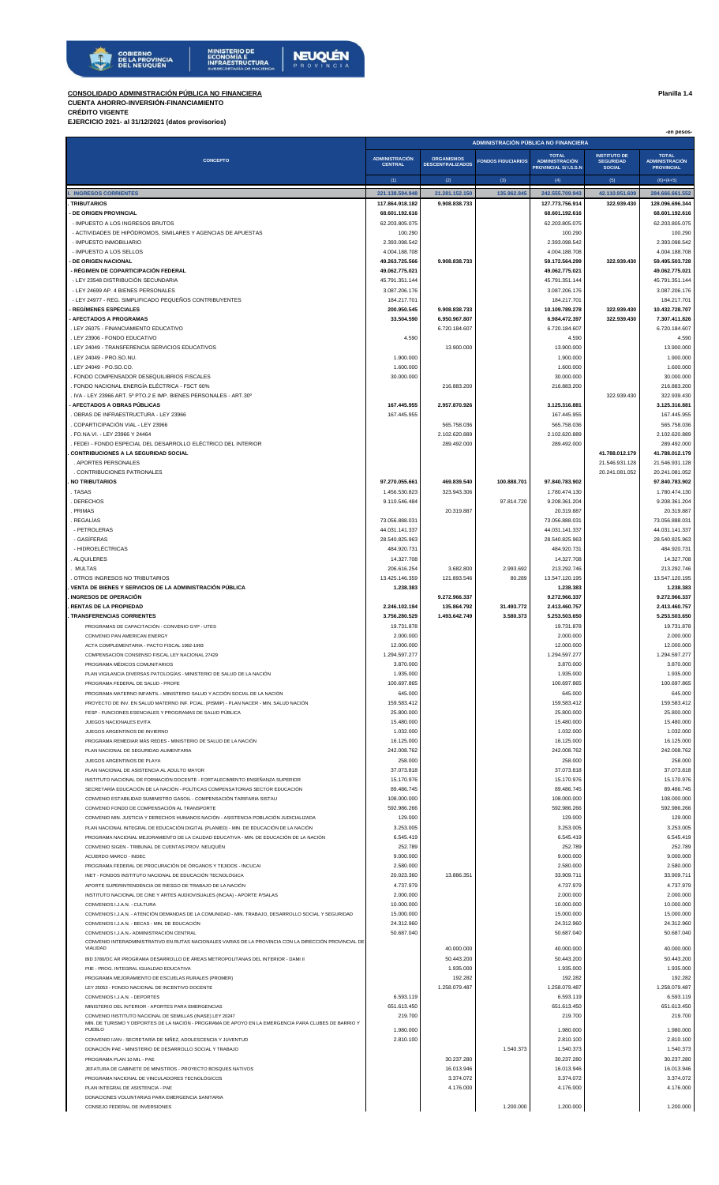**CONSOLIDADO ADMINISTRACIÓN PÚBLICA NO FINANCIERA**

**Planilla 1.4**

**CUENTA AHORRO-INVERSIÓN-FINANCIAMIENTO**

**CRÉDITO VIGENTE**

**EJERCICIO 2021- al 31/12/2021 (datos provisorios)**

-en pesos-

| CONCEPTO | ADMINISTRACIÓN PÚBLICA NO FINANCIERA | | | | | |
|---|---|---|---|---|---|---|
| | ADMINISTRACIÓN CENTRAL | ORGANISMOS DESCENTRALIZADOS | FONDOS FIDUCIARIOS | TOTAL ADMINISTRACIÓN PROVINCIAL S/ I.S.S.N | INSTITUTO DE SEGURIDAD SOCIAL | TOTAL ADMINISTRACIÓN PROVINCIAL |
| | (1) | (2) | (3) | (4) | (5) | (6)=(4+5) |
| **I. INGRESOS CORRIENTES** | 221.138.594.948 | 21.281.152.150 | 135.962.845 | 242.555.709.943 | 42.110.951.609 | 284.666.661.552 |
| **. TRIBUTARIOS** | 117.864.918.182 | 9.908.838.733 | | 127.773.756.914 | 322.939.430 | 128.096.696.344 |
| **- DE ORIGEN PROVINCIAL** | 68.601.192.616 | | | 68.601.192.616 | | 68.601.192.616 |
| - IMPUESTO A LOS INGRESOS BRUTOS | 62.203.805.075 | | | 62.203.805.075 | | 62.203.805.075 |
| - ACTIVIDADES DE HIPÓDROMOS, SIMILARES Y AGENCIAS DE APUESTAS | 100.290 | | | 100.290 | | 100.290 |
| - IMPUESTO INMOBILIARIO | 2.393.098.542 | | | 2.393.098.542 | | 2.393.098.542 |
| - IMPUESTO A LOS SELLOS | 4.004.188.708 | | | 4.004.188.708 | | 4.004.188.708 |
| **- DE ORIGEN NACIONAL** | 49.263.725.566 | 9.908.838.733 | | 59.172.564.299 | 322.939.430 | 59.495.503.728 |
| **- RÉGIMEN DE COPARTICIPACIÓN FEDERAL** | 49.062.775.021 | | | 49.062.775.021 | | 49.062.775.021 |
| - LEY 23548 DISTRIBUCIÓN SECUNDARIA | 45.791.351.144 | | | 45.791.351.144 | | 45.791.351.144 |
| - LEY 24699 AP. 4 BIENES PERSONALES | 3.087.206.176 | | | 3.087.206.176 | | 3.087.206.176 |
| - LEY 24977 - REG. SIMPLIFICADO PEQUEÑOS CONTRIBUYENTES | 184.217.701 | | | 184.217.701 | | 184.217.701 |
| **- REGÍMENES ESPECIALES** | 200.950.545 | 9.908.838.733 | | 10.109.789.278 | 322.939.430 | 10.432.728.707 |
| **- AFECTADOS A PROGRAMAS** | 33.504.590 | 6.950.967.807 | | 6.984.472.397 | 322.939.430 | 7.307.411.826 |
| . LEY 26075 - FINANCIAMIENTO EDUCATIVO | | 6.720.184.607 | | 6.720.184.607 | | 6.720.184.607 |
| . LEY 23906 - FONDO EDUCATIVO | 4.590 | | | 4.590 | | 4.590 |
| . LEY 24049 - TRANSFERENCIA SERVICIOS EDUCATIVOS | | 13.900.000 | | 13.900.000 | | 13.900.000 |
| . LEY 24049 - PRO.SO.NU. | 1.900.000 | | | 1.900.000 | | 1.900.000 |
| . LEY 24049 - PO.SO.CO. | 1.600.000 | | | 1.600.000 | | 1.600.000 |
| . FONDO COMPENSADOR DESEQUILIBRIOS FISCALES | 30.000.000 | | | 30.000.000 | | 30.000.000 |
| . FONDO NACIONAL ENERGÍA ELÉCTRICA - FSCT 60% | | 216.883.200 | | 216.883.200 | | 216.883.200 |
| . IVA - LEY 23966 ART. 5º PTO.2 E IMP. BIENES PERSONALES - ART.30º | | | | | 322.939.430 | 322.939.430 |
| **- AFECTADOS A OBRAS PÚBLICAS** | 167.445.955 | 2.957.870.926 | | 3.125.316.881 | | 3.125.316.881 |
| . OBRAS DE INFRAESTRUCTURA - LEY 23966 | 167.445.955 | | | 167.445.955 | | 167.445.955 |
| . COPARTICIPACIÓN VIAL - LEY 23966 | | 565.758.036 | | 565.758.036 | | 565.758.036 |
| . FO.NA.VI. - LEY 23966 Y 24464 | | 2.102.620.889 | | 2.102.620.889 | | 2.102.620.889 |
| . FEDEI - FONDO ESPECIAL DEL DESARROLLO ELÉCTRICO DEL INTERIOR | | 289.492.000 | | 289.492.000 | | 289.492.000 |
| **. CONTRIBUCIONES A LA SEGURIDAD SOCIAL** | | | | | 41.788.012.179 | 41.788.012.179 |
| . APORTES PERSONALES | | | | | 21.546.931.128 | 21.546.931.128 |
| . CONTRIBUCIONES PATRONALES | | | | | 20.241.081.052 | 20.241.081.052 |
| **. NO TRIBUTARIOS** | 97.270.055.661 | 469.839.540 | 100.888.701 | 97.840.783.902 | | 97.840.783.902 |
| . TASAS | 1.456.530.823 | 323.943.306 | | 1.780.474.130 | | 1.780.474.130 |
| . DERECHOS | 9.110.546.484 | | 97.814.720 | 9.208.361.204 | | 9.208.361.204 |
| . PRIMAS | | 20.319.887 | | 20.319.887 | | 20.319.887 |
| . REGALÍAS | 73.056.888.031 | | | 73.056.888.031 | | 73.056.888.031 |
| - PETROLERAS | 44.031.141.337 | | | 44.031.141.337 | | 44.031.141.337 |
| - GASÍFERAS | 28.540.825.963 | | | 28.540.825.963 | | 28.540.825.963 |
| - HIDROELÉCTRICAS | 484.920.731 | | | 484.920.731 | | 484.920.731 |
| . ALQUILERES | 14.327.708 | | | 14.327.708 | | 14.327.708 |
| . MULTAS | 206.616.254 | 3.682.800 | 2.993.692 | 213.292.746 | | 213.292.746 |
| . OTROS INGRESOS NO TRIBUTARIOS | 13.425.146.359 | 121.893.546 | 80.289 | 13.547.120.195 | | 13.547.120.195 |
| **. VENTA DE BIENES Y SERVICIOS DE LA ADMINISTRACIÓN PÚBLICA** | 1.238.383 | | | 1.238.383 | | 1.238.383 |
| **. INGRESOS DE OPERACIÓN** | | 9.272.966.337 | | 9.272.966.337 | | 9.272.966.337 |
| **. RENTAS DE LA PROPIEDAD** | 2.246.102.194 | 135.864.792 | 31.493.772 | 2.413.460.757 | | 2.413.460.757 |
| **. TRANSFERENCIAS CORRIENTES** | 3.756.280.529 | 1.493.642.749 | 3.580.373 | 5.253.503.650 | | 5.253.503.650 |
| PROGRAMAS DE CAPACITACIÓN - CONVENIO GYP - UTES | 19.731.878 | | | 19.731.878 | | 19.731.878 |
| CONVENIO PAN AMERICAN ENERGY | 2.000.000 | | | 2.000.000 | | 2.000.000 |
| ACTA COMPLEMENTARIA - PACTO FISCAL 1992-1993 | 12.000.000 | | | 12.000.000 | | 12.000.000 |
| COMPENSACIÓN CONSENSO FISCAL LEY NACIONAL 27429 | 1.294.597.277 | | | 1.294.597.277 | | 1.294.597.277 |
| PROGRAMA MÉDICOS COMUNITARIOS | 3.870.000 | | | 3.870.000 | | 3.870.000 |
| PLAN VIGILANCIA DIVERSAS PATOLOGÍAS - MINISTERIO DE SALUD DE LA NACIÓN | 1.935.000 | | | 1.935.000 | | 1.935.000 |
| PROGRAMA FEDERAL DE SALUD - PROFE | 100.697.865 | | | 100.697.865 | | 100.697.865 |
| PROGRAMA MATERNO INFANTIL - MINISTERIO SALUD Y ACCIÓN SOCIAL DE LA NACIÓN | 645.000 | | | 645.000 | | 645.000 |
| PROYECTO DE INV. EN SALUD MATERNO INF. PCIAL. (PISMIP) - PLAN NACER - MIN. SALUD NACIÓN | 159.583.412 | | | 159.583.412 | | 159.583.412 |
| FESP - FUNCIONES ESENCIALES Y PROGRAMAS DE SALUD PÚBLICA | 25.800.000 | | | 25.800.000 | | 25.800.000 |
| JUEGOS NACIONALES EVITA | 15.480.000 | | | 15.480.000 | | 15.480.000 |
| JUEGOS ARGENTINOS DE INVIERNO | 1.032.000 | | | 1.032.000 | | 1.032.000 |
| PROGRAMA REMEDIAR MÁS REDES - MINISTERIO DE SALUD DE LA NACIÓN | 16.125.000 | | | 16.125.000 | | 16.125.000 |
| PLAN NACIONAL DE SEGURIDAD ALIMENTARIA | 242.008.762 | | | 242.008.762 | | 242.008.762 |
| JUEGOS ARGENTINOS DE PLAYA | 258.000 | | | 258.000 | | 258.000 |
| PLAN NACIONAL DE ASISTENCIA AL ADULTO MAYOR | 37.073.818 | | | 37.073.818 | | 37.073.818 |
| INSTITUTO NACIONAL DE FORMACIÓN DOCENTE - FORTALECIMIENTO ENSEÑANZA SUPERIOR | 15.170.976 | | | 15.170.976 | | 15.170.976 |
| SECRETARÍA EDUCACIÓN DE LA NACIÓN - POLÍTICAS COMPENSATORIAS SECTOR EDUCACIÓN | 89.486.745 | | | 89.486.745 | | 89.486.745 |
| CONVENIO ESTABILIDAD SUMINISTRO GASOIL - COMPENSACIÓN TARIFARIA SISTAU | 108.000.000 | | | 108.000.000 | | 108.000.000 |
| CONVENIO FONDO DE COMPENSACIÓN AL TRANSPORTE | 592.986.266 | | | 592.986.266 | | 592.986.266 |
| CONVENIO MIN. JUSTICIA Y DERECHOS HUMANOS NACIÓN - ASISTENCIA POBLACIÓN JUDICIALIZADA | 129.000 | | | 129.000 | | 129.000 |
| PLAN NACIONAL INTEGRAL DE EDUCACIÓN DIGITAL (PLANIED) - MIN. DE EDUCACIÓN DE LA NACIÓN | 3.253.005 | | | 3.253.005 | | 3.253.005 |
| PROGRAMA NACIONAL MEJORAMIENTO DE LA CALIDAD EDUCATIVA - MIN. DE EDUCACIÓN DE LA NACIÓN | 6.545.419 | | | 6.545.419 | | 6.545.419 |
| CONVENIO SIGEN - TRIBUNAL DE CUENTAS PROV. NEUQUÉN | 252.789 | | | 252.789 | | 252.789 |
| ACUERDO MARCO - INDEC | 9.000.000 | | | 9.000.000 | | 9.000.000 |
| PROGRAMA FEDERAL DE PROCURACIÓN DE ÓRGANOS Y TEJIDOS - INCUCAI | 2.580.000 | | | 2.580.000 | | 2.580.000 |
| INET - FONDOS INSTITUTO NACIONAL DE EDUCACIÓN TECNOLÓGICA | 20.023.360 | 13.886.351 | | 33.909.711 | | 33.909.711 |
| APORTE SUPERINTENDENCIA DE RIESGO DE TRABAJO DE LA NACIÓN | 4.737.979 | | | 4.737.979 | | 4.737.979 |
| INSTITUTO NACIONAL DE CINE Y ARTES AUDIOVISUALES (INCAA) - APORTE P/SALAS | 2.000.000 | | | 2.000.000 | | 2.000.000 |
| CONVENIOS I.J.A.N. - CULTURA | 10.000.000 | | | 10.000.000 | | 10.000.000 |
| CONVENIOS I.J.A.N. - ATENCIÓN DEMANDAS DE LA COMUNIDAD - MIN. TRABAJO, DESARROLLO SOCIAL Y SEGURIDAD | 15.000.000 | | | 15.000.000 | | 15.000.000 |
| CONVENIOS I.J.A.N. - BECAS - MIN. DE EDUCACIÓN | 24.312.960 | | | 24.312.960 | | 24.312.960 |
| CONVENIOS I.J.A.N.- ADMINISTRACIÓN CENTRAL | 50.687.040 | | | 50.687.040 | | 50.687.040 |
| CONVENIO INTERADMINISTRATIVO EN RUTAS NACIONALES VARIAS DE LA PROVINCIA CON LA DIRECCIÓN PROVINCIAL DE VIALIDAD | | 40.000.000 | | 40.000.000 | | 40.000.000 |
| BID 3780/OC AR PROGRAMA DESARROLLO DE ÁREAS METROPOLITANAS DEL INTERIOR - DAMI II | | 50.443.200 | | 50.443.200 | | 50.443.200 |
| PIIE - PROG. INTEGRAL IGUALDAD EDUCATIVA | | 1.935.000 | | 1.935.000 | | 1.935.000 |
| PROGRAMA MEJORAMIENTO DE ESCUELAS RURALES (PROMER) | | 192.282 | | 192.282 | | 192.282 |
| LEY 25053 - FONDO NACIONAL DE INCENTIVO DOCENTE | | 1.258.079.487 | | 1.258.079.487 | | 1.258.079.487 |
| CONVENIOS I.J.A.N. - DEPORTES | 6.593.119 | | | 6.593.119 | | 6.593.119 |
| MINISTERIO DEL INTERIOR - APORTES PARA EMERGENCIAS | 651.613.450 | | | 651.613.450 | | 651.613.450 |
| CONVENIO INSTITUTO NACIONAL DE SEMILLAS (INASE) LEY 20247 | 219.700 | | | 219.700 | | 219.700 |
| MIN. DE TURISMO Y DEPORTES DE LA NACIÓN - PROGRAMA DE APOYO EN LA EMERGENCIA PARA CLUBES DE BARRIO Y PUEBLO | 1.980.000 | | | 1.980.000 | | 1.980.000 |
| CONVENIO IJAN - SECRETARÍA DE NIÑEZ, ADOLESCENCIA Y JUVENTUD | 2.810.100 | | | 2.810.100 | | 2.810.100 |
| DONACIÓN PAE - MINISTERIO DE DESARROLLO SOCIAL Y TRABAJO | | | 1.540.373 | 1.540.373 | | 1.540.373 |
| PROGRAMA PLAN 10 MIL - PAE | | 30.237.280 | | 30.237.280 | | 30.237.280 |
| JEFATURA DE GABINETE DE MINISTROS - PROYECTO BOSQUES NATIVOS | | 16.013.946 | | 16.013.946 | | 16.013.946 |
| PROGRAMA NACIONAL DE VINCULADORES TECNOLÓGICOS | | 3.374.072 | | 3.374.072 | | 3.374.072 |
| PLAN INTEGRAL DE ASISTENCIA - PAE | | 4.176.000 | | 4.176.000 | | 4.176.000 |
| DONACIONES VOLUNTARIAS PARA EMERGENCIA SANITARIA | | | | | | |
| CONSEJO FEDERAL DE INVERSIONES | | | 1.200.000 | 1.200.000 | | 1.200.000 |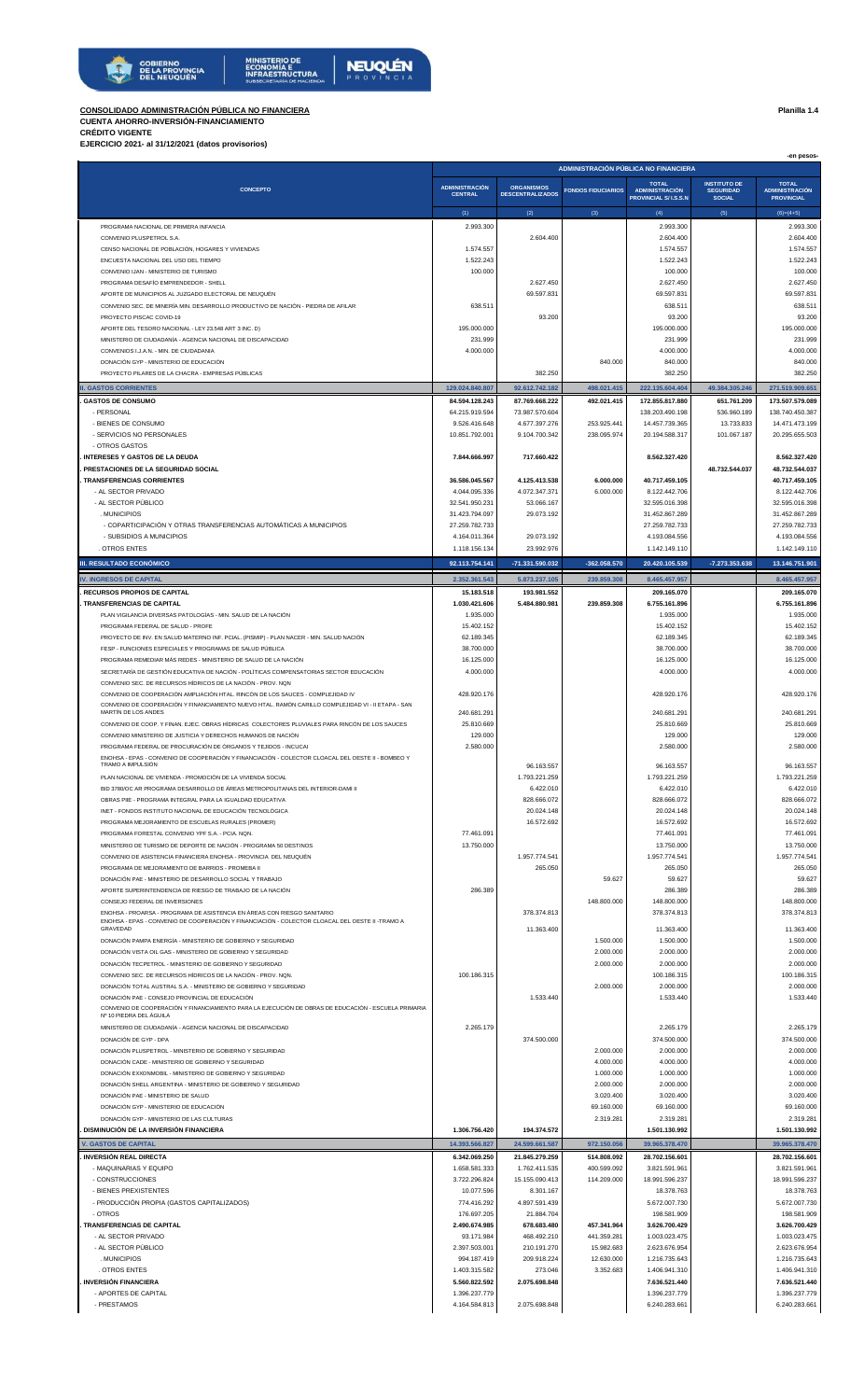**CONSOLIDADO ADMINISTRACIÓN PÚBLICA NO FINANCIERA**
**CUENTA AHORRO-INVERSIÓN-FINANCIAMIENTO**
**CRÉDITO VIGENTE**
**EJERCICIO 2021- al 31/12/2021 (datos provisorios)**

**Planilla 1.4**

-en pesos-

| CONCEPTO | ADMINISTRACIÓN PÚBLICA NO FINANCIERA | | | | | |
|---|---|---|---|---|---|---|
| | ADMINISTRACIÓN CENTRAL | ORGANISMOS DESCENTRALIZADOS | FONDOS FIDUCIARIOS | TOTAL ADMINISTRACIÓN PROVINCIAL S/ I.S.S.N | INSTITUTO DE SEGURIDAD SOCIAL | TOTAL ADMINISTRACIÓN PROVINCIAL |
| | (1) | (2) | (3) | (4) | (5) | (6)=(4+5) |
| PROGRAMA NACIONAL DE PRIMERA INFANCIA | 2.993.300 | | | 2.993.300 | | 2.993.300 |
| CONVENIO PLUSPETROL S.A. | | 2.604.400 | | 2.604.400 | | 2.604.400 |
| CENSO NACIONAL DE POBLACIÓN, HOGARES Y VIVIENDAS | 1.574.557 | | | 1.574.557 | | 1.574.557 |
| ENCUESTA NACIONAL DEL USO DEL TIEMPO | 1.522.243 | | | 1.522.243 | | 1.522.243 |
| CONVENIO IJAN - MINISTERIO DE TURISMO | 100.000 | | | 100.000 | | 100.000 |
| PROGRAMA DESAFÍO EMPRENDEDOR - SHELL | | 2.627.450 | | 2.627.450 | | 2.627.450 |
| APORTE DE MUNICIPIOS AL JUZGADO ELECTORAL DE NEUQUÉN | | 69.597.831 | | 69.597.831 | | 69.597.831 |
| CONVENIO SEC. DE MINERÍA MIN. DESARROLLO PRODUCTIVO DE NACIÓN - PIEDRA DE AFILAR | 638.511 | | | 638.511 | | 638.511 |
| PROYECTO PISCAC COVID-19 | | 93.200 | | 93.200 | | 93.200 |
| APORTE DEL TESORO NACIONAL - LEY 23.548 ART 3 INC. D) | 195.000.000 | | | 195.000.000 | | 195.000.000 |
| MINISTERIO DE CIUDADANÍA - AGENCIA NACIONAL DE DISCAPACIDAD | 231.999 | | | 231.999 | | 231.999 |
| CONVENIOS I.J.A.N. - MIN. DE CIUDADANÍA | 4.000.000 | | | 4.000.000 | | 4.000.000 |
| DONACIÓN GYP - MINISTERIO DE EDUCACIÓN | | | 840.000 | 840.000 | | 840.000 |
| PROYECTO PILARES DE LA CHACRA - EMPRESAS PÚBLICAS | | 382.250 | | 382.250 | | 382.250 |
| **II. GASTOS CORRIENTES** | **129.024.840.807** | **92.612.742.182** | **498.021.415** | **222.135.604.404** | **49.384.305.246** | **271.519.909.651** |
| **. GASTOS DE CONSUMO** | **84.594.128.243** | **87.769.668.222** | **492.021.415** | **172.855.817.880** | **651.761.209** | **173.507.579.089** |
| - PERSONAL | 64.215.919.594 | 73.987.570.604 | | 138.203.490.198 | 536.960.189 | 138.740.450.387 |
| - BIENES DE CONSUMO | 9.526.416.648 | 4.677.397.276 | 253.925.441 | 14.457.739.365 | 13.733.833 | 14.471.473.199 |
| - SERVICIOS NO PERSONALES | 10.851.792.001 | 9.104.700.342 | 238.095.974 | 20.194.588.317 | 101.067.187 | 20.295.655.503 |
| - OTROS GASTOS | | | | | | |
| **. INTERESES Y GASTOS DE LA DEUDA** | **7.844.666.997** | **717.660.422** | | **8.562.327.420** | | **8.562.327.420** |
| **. PRESTACIONES DE LA SEGURIDAD SOCIAL** | | | | | **48.732.544.037** | **48.732.544.037** |
| **. TRANSFERENCIAS CORRIENTES** | **36.586.045.567** | **4.125.413.538** | **6.000.000** | **40.717.459.105** | | **40.717.459.105** |
| - AL SECTOR PRIVADO | 4.044.095.336 | 4.072.347.371 | 6.000.000 | 8.122.442.706 | | 8.122.442.706 |
| - AL SECTOR PÚBLICO | 32.541.950.231 | 53.066.167 | | 32.595.016.398 | | 32.595.016.398 |
| . MUNICIPIOS | 31.423.794.097 | 29.073.192 | | 31.452.867.289 | | 31.452.867.289 |
| - COPARTICIPACIÓN Y OTRAS TRANSFERENCIAS AUTOMÁTICAS A MUNICIPIOS | 27.259.782.733 | | | 27.259.782.733 | | 27.259.782.733 |
| - SUBSIDIOS A MUNICIPIOS | 4.164.011.364 | 29.073.192 | | 4.193.084.556 | | 4.193.084.556 |
| . OTROS ENTES | 1.118.156.134 | 23.992.976 | | 1.142.149.110 | | 1.142.149.110 |
| **III. RESULTADO ECONÓMICO** | **92.113.754.141** | **-71.331.590.032** | **-362.058.570** | **20.420.105.539** | **-7.273.353.638** | **13.146.751.901** |
| **IV. INGRESOS DE CAPITAL** | **2.352.361.543** | **5.873.237.105** | **239.859.308** | **8.465.457.957** | | **8.465.457.957** |
| **. RECURSOS PROPIOS DE CAPITAL** | **15.183.518** | **193.981.552** | | **209.165.070** | | **209.165.070** |
| **. TRANSFERENCIAS DE CAPITAL** | **1.030.421.606** | **5.484.880.981** | **239.859.308** | **6.755.161.896** | | **6.755.161.896** |
| PLAN VIGILANCIA DIVERSAS PATOLOGÍAS - MIN. SALUD DE LA NACIÓN | 1.935.000 | | | 1.935.000 | | 1.935.000 |
| PROGRAMA FEDERAL DE SALUD - PROFE | 15.402.152 | | | 15.402.152 | | 15.402.152 |
| PROYECTO DE INV. EN SALUD MATERNO INF. PCIAL. (PISMIP) - PLAN NACER - MIN. SALUD NACIÓN | 62.189.345 | | | 62.189.345 | | 62.189.345 |
| FESP - FUNCIONES ESPECIALES Y PROGRAMAS DE SALUD PÚBLICA | 38.700.000 | | | 38.700.000 | | 38.700.000 |
| PROGRAMA REMEDIAR MÁS REDES - MINISTERIO DE SALUD DE LA NACIÓN | 16.125.000 | | | 16.125.000 | | 16.125.000 |
| SECRETARÍA DE GESTIÓN EDUCATIVA DE NACIÓN - POLÍTICAS COMPENSATORIAS SECTOR EDUCACIÓN | 4.000.000 | | | 4.000.000 | | 4.000.000 |
| CONVENIO SEC. DE RECURSOS HÍDRICOS DE LA NACIÓN - PROV. NQN | | | | | | |
| CONVENIO DE COOPERACIÓN AMPLIACIÓN HTAL. RINCÓN DE LOS SAUCES - COMPLEJIDAD IV | 428.920.176 | | | 428.920.176 | | 428.920.176 |
| CONVENIO DE COOPERACIÓN Y FINANCIAMIENTO NUEVO HTAL. RAMÓN CARILLO COMPLEJIDAD VI - II ETAPA - SAN MARTÍN DE LOS ANDES | 240.681.291 | | | 240.681.291 | | 240.681.291 |
| CONVENIO DE COOP. Y FINAN. EJEC. OBRAS HÍDRICAS COLECTORES PLUVIALES PARA RINCÓN DE LOS SAUCES | 25.810.669 | | | 25.810.669 | | 25.810.669 |
| CONVENIO MINISTERIO DE JUSTICIA Y DERECHOS HUMANOS DE NACIÓN | 129.000 | | | 129.000 | | 129.000 |
| PROGRAMA FEDERAL DE PROCURACIÓN DE ÓRGANOS Y TEJIDOS - INCUCAI | 2.580.000 | | | 2.580.000 | | 2.580.000 |
| ENOHSA - EPAS - CONVENIO DE COOPERACIÓN Y FINANCIACIÓN - COLECTOR CLOACAL DEL OESTE II - BOMBEO Y TRAMO A IMPULSIÓN | | 96.163.557 | | 96.163.557 | | 96.163.557 |
| PLAN NACIONAL DE VIVIENDA - PROMOCIÓN DE LA VIVIENDA SOCIAL | | 1.793.221.259 | | 1.793.221.259 | | 1.793.221.259 |
| BID 3780/OC AR PROGRAMA DESARROLLO DE ÁREAS METROPOLITANAS DEL INTERIOR-DAMI II | | 6.422.010 | | 6.422.010 | | 6.422.010 |
| OBRAS PIIE - PROGRAMA INTEGRAL PARA LA IGUALDAD EDUCATIVA | | 828.666.072 | | 828.666.072 | | 828.666.072 |
| INET - FONDOS INSTITUTO NACIONAL DE EDUCACIÓN TECNOLÓGICA | | 20.024.148 | | 20.024.148 | | 20.024.148 |
| PROGRAMA MEJORAMIENTO DE ESCUELAS RURALES (PROMER) | | 16.572.692 | | 16.572.692 | | 16.572.692 |
| PROGRAMA FORESTAL CONVENIO YPF S.A. - PCIA. NQN. | 77.461.091 | | | 77.461.091 | | 77.461.091 |
| MINISTERIO DE TURISMO DE DEPORTE DE NACIÓN - PROGRAMA 50 DESTINOS | 13.750.000 | | | 13.750.000 | | 13.750.000 |
| CONVENIO DE ASISTENCIA FINANCIERA ENOHSA - PROVINCIA DEL NEUQUÉN | | 1.957.774.541 | | 1.957.774.541 | | 1.957.774.541 |
| PROGRAMA DE MEJORAMIENTO DE BARRIOS - PROMEBA II | | 265.050 | | 265.050 | | 265.050 |
| DONACIÓN PAE - MINISTERIO DE DESARROLLO SOCIAL Y TRABAJO | | | 59.627 | 59.627 | | 59.627 |
| APORTE SUPERINTENDENCIA DE RIESGO DE TRABAJO DE LA NACIÓN | 286.389 | | | 286.389 | | 286.389 |
| CONSEJO FEDERAL DE INVERSIONES | | | 148.800.000 | 148.800.000 | | 148.800.000 |
| ENOHSA - PROARSA - PROGRAMA DE ASISTENCIA EN ÁREAS CON RIESGO SANITARIO | | 378.374.813 | | 378.374.813 | | 378.374.813 |
| ENOHSA - EPAS - CONVENIO DE COOPERACIÓN Y FINANCIACIÓN - COLECTOR CLOACAL DEL OESTE II -TRAMO A GRAVEDAD | | 11.363.400 | | 11.363.400 | | 11.363.400 |
| DONACIÓN PAMPA ENERGÍA - MINISTERIO DE GOBIERNO Y SEGURIDAD | | | 1.500.000 | 1.500.000 | | 1.500.000 |
| DONACIÓN VISTA OIL GAS - MINISTERIO DE GOBIERNO Y SEGURIDAD | | | 2.000.000 | 2.000.000 | | 2.000.000 |
| DONACIÓN TECPETROL - MINISTERIO DE GOBIERNO Y SEGURIDAD | | | 2.000.000 | 2.000.000 | | 2.000.000 |
| CONVENIO SEC. DE RECURSOS HÍDRICOS DE LA NACIÓN - PROV. NQN. | 100.186.315 | | | 100.186.315 | | 100.186.315 |
| DONACIÓN TOTAL AUSTRAL S.A. - MINISTERIO DE GOBIERNO Y SEGURIDAD | | | 2.000.000 | 2.000.000 | | 2.000.000 |
| DONACIÓN PAE - CONSEJO PROVINCIAL DE EDUCACIÓN | | 1.533.440 | | 1.533.440 | | 1.533.440 |
| CONVENIO DE COOPERACIÓN Y FINANCIAMIENTO PARA LA EJECUCIÓN DE OBRAS DE EDUCACIÓN - ESCUELA PRIMARIA N° 10 PIEDRA DEL ÁGUILA | | | | | | |
| MINISTERIO DE CIUDADANÍA - AGENCIA NACIONAL DE DISCAPACIDAD | 2.265.179 | | | 2.265.179 | | 2.265.179 |
| DONACIÓN DE GYP - DPA | | 374.500.000 | | 374.500.000 | | 374.500.000 |
| DONACIÓN PLUSPETROL - MINISTERIO DE GOBIERNO Y SEGURIDAD | | | 2.000.000 | 2.000.000 | | 2.000.000 |
| DONACIÓN CADE - MINISTERIO DE GOBIERNO Y SEGURIDAD | | | 4.000.000 | 4.000.000 | | 4.000.000 |
| DONACIÓN EXXONMOBIL - MINISTERIO DE GOBIERNO Y SEGURIDAD | | | 1.000.000 | 1.000.000 | | 1.000.000 |
| DONACIÓN SHELL ARGENTINA - MINISTERIO DE GOBIERNO Y SEGURIDAD | | | 2.000.000 | 2.000.000 | | 2.000.000 |
| DONACIÓN PAE - MINISTERIO DE SALUD | | | 3.020.400 | 3.020.400 | | 3.020.400 |
| DONACIÓN GYP - MINISTERIO DE EDUCACIÓN | | | 69.160.000 | 69.160.000 | | 69.160.000 |
| DONACIÓN GYP - MINISTERIO DE LAS CULTURAS | | | 2.319.281 | 2.319.281 | | 2.319.281 |
| **. DISMINUCIÓN DE LA INVERSIÓN FINANCIERA** | **1.306.756.420** | **194.374.572** | | **1.501.130.992** | | **1.501.130.992** |
| **V. GASTOS DE CAPITAL** | **14.393.566.827** | **24.599.661.587** | **972.150.056** | **39.965.378.470** | | **39.965.378.470** |
| **. INVERSIÓN REAL DIRECTA** | **6.342.069.250** | **21.845.279.259** | **514.808.092** | **28.702.156.601** | | **28.702.156.601** |
| - MAQUINARIAS Y EQUIPO | 1.658.581.333 | 1.762.411.535 | 400.599.092 | 3.821.591.961 | | 3.821.591.961 |
| - CONSTRUCCIONES | 3.722.296.824 | 15.155.090.413 | 114.209.000 | 18.991.596.237 | | 18.991.596.237 |
| - BIENES PREEXISTENTES | 10.077.596 | 8.301.167 | | 18.378.763 | | 18.378.763 |
| - PRODUCCIÓN PROPIA (GASTOS CAPITALIZADOS) | 774.416.292 | 4.897.591.439 | | 5.672.007.730 | | 5.672.007.730 |
| - OTROS | 176.697.205 | 21.884.704 | | 198.581.909 | | 198.581.909 |
| **. TRANSFERENCIAS DE CAPITAL** | **2.490.674.985** | **678.683.480** | **457.341.964** | **3.626.700.429** | | **3.626.700.429** |
| - AL SECTOR PRIVADO | 93.171.984 | 468.492.210 | 441.359.281 | 1.003.023.475 | | 1.003.023.475 |
| - AL SECTOR PÚBLICO | 2.397.503.001 | 210.191.270 | 15.982.683 | 2.623.676.954 | | 2.623.676.954 |
| . MUNICIPIOS | 994.187.419 | 209.918.224 | 12.630.000 | 1.216.735.643 | | 1.216.735.643 |
| . OTROS ENTES | 1.403.315.582 | 273.046 | 3.352.683 | 1.406.941.310 | | 1.406.941.310 |
| **. INVERSIÓN FINANCIERA** | **5.560.822.592** | **2.075.698.848** | | **7.636.521.440** | | **7.636.521.440** |
| - APORTES DE CAPITAL | 1.396.237.779 | | | 1.396.237.779 | | 1.396.237.779 |
| - PRESTAMOS | 4.164.584.813 | 2.075.698.848 | | 6.240.283.661 | | 6.240.283.661 |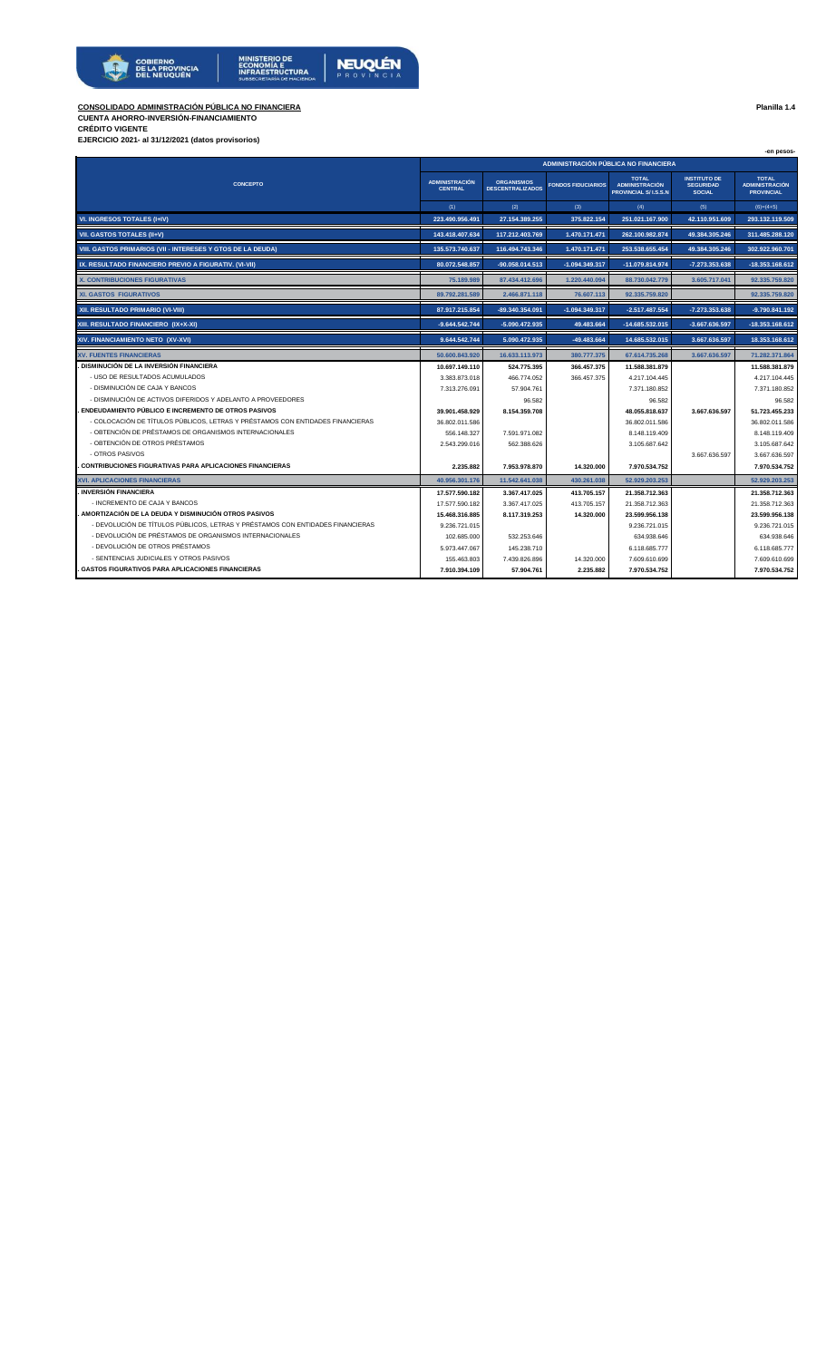**CONSOLIDADO ADMINISTRACIÓN PÚBLICA NO FINANCIERA**

**Planilla 1.4**

**CUENTA AHORRO-INVERSIÓN-FINANCIAMIENTO**

**CRÉDITO VIGENTE**

**EJERCICIO 2021- al 31/12/2021 (datos provisorios)**

-en pesos-

| CONCEPTO | ADMINISTRACIÓN PÚBLICA NO FINANCIERA | | | | | |
|---|---|---|---|---|---|---|
| | ADMINISTRACIÓN CENTRAL | ORGANISMOS DESCENTRALIZADOS | FONDOS FIDUCIARIOS | TOTAL ADMINISTRACIÓN PROVINCIAL S/ I.S.S.N | INSTITUTO DE SEGURIDAD SOCIAL | TOTAL ADMINISTRACIÓN PROVINCIAL |
| | (1) | (2) | (3) | (4) | (5) | (6)=(4+5) |
| **VI. INGRESOS TOTALES (I+IV)** | 223.490.956.491 | 27.154.389.255 | 375.822.154 | 251.021.167.900 | 42.110.951.609 | 293.132.119.509 |
| **VII. GASTOS TOTALES (II+V)** | 143.418.407.634 | 117.212.403.769 | 1.470.171.471 | 262.100.982.874 | 49.384.305.246 | 311.485.288.120 |
| **VIII. GASTOS PRIMARIOS (VII - INTERESES Y GTOS DE LA DEUDA)** | 135.573.740.637 | 116.494.743.346 | 1.470.171.471 | 253.538.655.454 | 49.384.305.246 | 302.922.960.701 |
| **IX. RESULTADO FINANCIERO PREVIO A FIGURATIV. (VI-VII)** | 80.072.548.857 | -90.058.014.513 | -1.094.349.317 | -11.079.814.974 | -7.273.353.638 | -18.353.168.612 |
| **X. CONTRIBUCIONES FIGURATIVAS** | 75.189.989 | 87.434.412.696 | 1.220.440.094 | 88.730.042.779 | 3.605.717.041 | 92.335.759.820 |
| **XI. GASTOS FIGURATIVOS** | 89.792.281.589 | 2.466.871.118 | 76.607.113 | 92.335.759.820 | | 92.335.759.820 |
| **XII. RESULTADO PRIMARIO (VI-VIII)** | 87.917.215.854 | -89.340.354.091 | -1.094.349.317 | -2.517.487.554 | -7.273.353.638 | -9.790.841.192 |
| **XIII. RESULTADO FINANCIERO (IX+X-XI)** | -9.644.542.744 | -5.090.472.935 | 49.483.664 | -14.685.532.015 | -3.667.636.597 | -18.353.168.612 |
| **XIV. FINANCIAMIENTO NETO (XV-XVI)** | 9.644.542.744 | 5.090.472.935 | -49.483.664 | 14.685.532.015 | 3.667.636.597 | 18.353.168.612 |
| **XV. FUENTES FINANCIERAS** | 50.600.843.920 | 16.633.113.973 | 380.777.375 | 67.614.735.268 | 3.667.636.597 | 71.282.371.864 |
| **. DISMINUCIÓN DE LA INVERSIÓN FINANCIERA** | 10.697.149.110 | 524.775.395 | 366.457.375 | 11.588.381.879 | | 11.588.381.879 |
| - USO DE RESULTADOS ACUMULADOS | 3.383.873.018 | 466.774.052 | 366.457.375 | 4.217.104.445 | | 4.217.104.445 |
| - DISMINUCIÓN DE CAJA Y BANCOS | 7.313.276.091 | 57.904.761 | | 7.371.180.852 | | 7.371.180.852 |
| - DISMINUCIÓN DE ACTIVOS DIFERIDOS Y ADELANTO A PROVEEDORES | | 96.582 | | 96.582 | | 96.582 |
| **. ENDEUDAMIENTO PÚBLICO E INCREMENTO DE OTROS PASIVOS** | 39.901.458.929 | 8.154.359.708 | | 48.055.818.637 | 3.667.636.597 | 51.723.455.233 |
| - COLOCACIÓN DE TÍTULOS PÚBLICOS, LETRAS Y PRÉSTAMOS CON ENTIDADES FINANCIERAS | 36.802.011.586 | | | 36.802.011.586 | | 36.802.011.586 |
| - OBTENCIÓN DE PRÉSTAMOS DE ORGANISMOS INTERNACIONALES | 556.148.327 | 7.591.971.082 | | 8.148.119.409 | | 8.148.119.409 |
| - OBTENCIÓN DE OTROS PRÉSTAMOS | 2.543.299.016 | 562.388.626 | | 3.105.687.642 | | 3.105.687.642 |
| - OTROS PASIVOS | | | | | 3.667.636.597 | 3.667.636.597 |
| **. CONTRIBUCIONES FIGURATIVAS PARA APLICACIONES FINANCIERAS** | 2.235.882 | 7.953.978.870 | 14.320.000 | 7.970.534.752 | | 7.970.534.752 |
| **XVI. APLICACIONES FINANCIERAS** | 40.956.301.176 | 11.542.641.038 | 430.261.038 | 52.929.203.253 | | 52.929.203.253 |
| **. INVERSIÓN FINANCIERA** | 17.577.590.182 | 3.367.417.025 | 413.705.157 | 21.358.712.363 | | 21.358.712.363 |
| - INCREMENTO DE CAJA Y BANCOS | 17.577.590.182 | 3.367.417.025 | 413.705.157 | 21.358.712.363 | | 21.358.712.363 |
| **. AMORTIZACIÓN DE LA DEUDA Y DISMINUCIÓN OTROS PASIVOS** | 15.468.316.885 | 8.117.319.253 | 14.320.000 | 23.599.956.138 | | 23.599.956.138 |
| - DEVOLUCIÓN DE TÍTULOS PÚBLICOS, LETRAS Y PRÉSTAMOS CON ENTIDADES FINANCIERAS | 9.236.721.015 | | | 9.236.721.015 | | 9.236.721.015 |
| - DEVOLUCIÓN DE PRÉSTAMOS DE ORGANISMOS INTERNACIONALES | 102.685.000 | 532.253.646 | | 634.938.646 | | 634.938.646 |
| - DEVOLUCIÓN DE OTROS PRÉSTAMOS | 5.973.447.067 | 145.238.710 | | 6.118.685.777 | | 6.118.685.777 |
| - SENTENCIAS JUDICIALES Y OTROS PASIVOS | 155.463.803 | 7.439.826.896 | 14.320.000 | 7.609.610.699 | | 7.609.610.699 |
| **. GASTOS FIGURATIVOS PARA APLICACIONES FINANCIERAS** | 7.910.394.109 | 57.904.761 | 2.235.882 | 7.970.534.752 | | 7.970.534.752 |